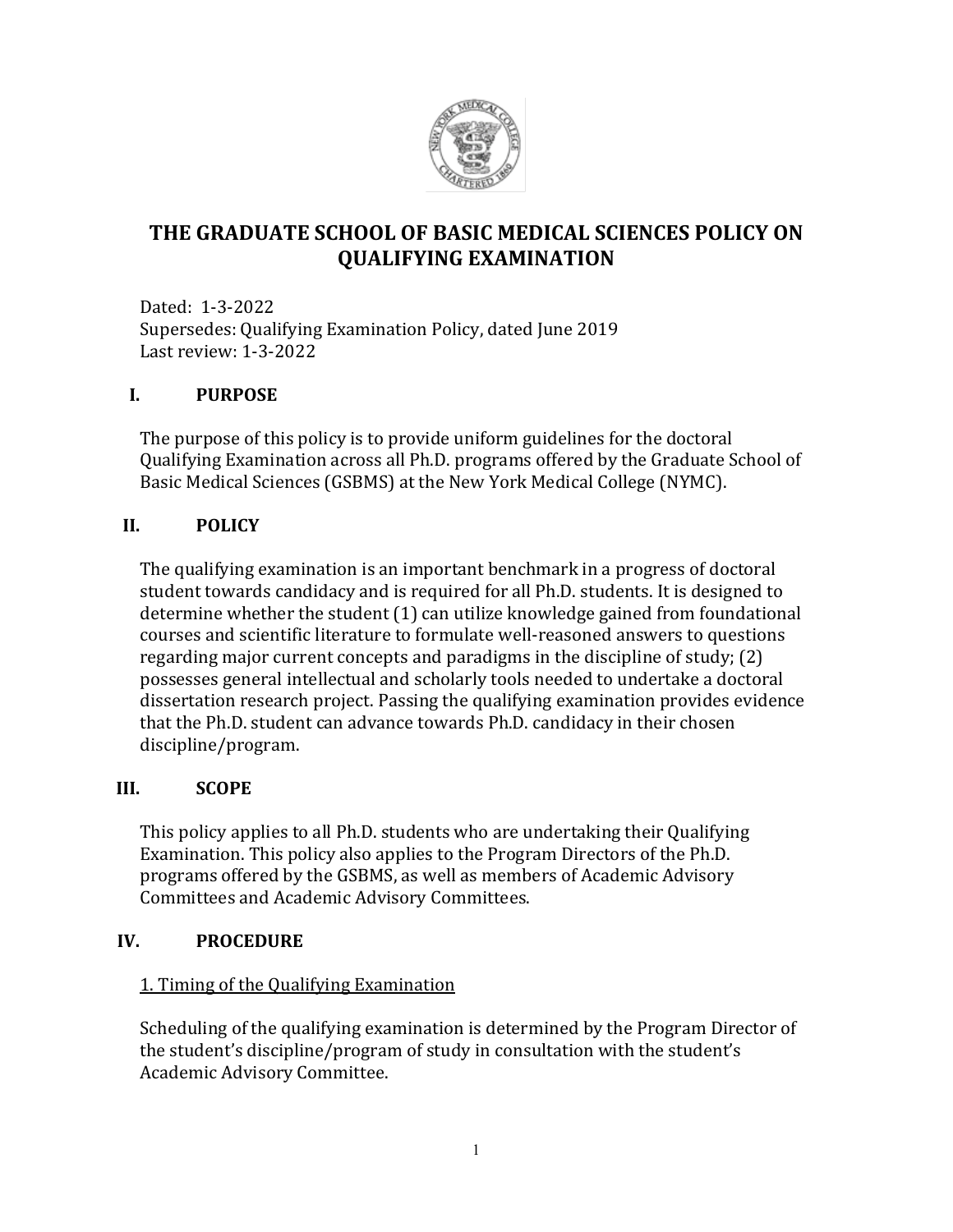# THE GRADUATE SCHOOL OF BASIC MEDICAL SCIENCES POLICY ON QUALIFYING EXAMINATION

Dated: 1-3-2022
Supersedes: Qualifying Examination Policy, dated June 2019
Last review: 1-3-2022

## I. PURPOSE

The purpose of this policy is to provide uniform guidelines for the doctoral Qualifying Examination across all Ph.D. programs offered by the Graduate School of Basic Medical Sciences (GSBMS) at the New York Medical College (NYMC).

## II. POLICY

The qualifying examination is an important benchmark in a progress of doctoral student towards candidacy and is required for all Ph.D. students. It is designed to determine whether the student (1) can utilize knowledge gained from foundational courses and scientific literature to formulate well-reasoned answers to questions regarding major current concepts and paradigms in the discipline of study; (2) possesses general intellectual and scholarly tools needed to undertake a doctoral dissertation research project. Passing the qualifying examination provides evidence that the Ph.D. student can advance towards Ph.D. candidacy in their chosen discipline/program.

## III. SCOPE

This policy applies to all Ph.D. students who are undertaking their Qualifying Examination. This policy also applies to the Program Directors of the Ph.D. programs offered by the GSBMS, as well as members of Academic Advisory Committees and Academic Advisory Committees.

## IV. PROCEDURE

### 1. Timing of the Qualifying Examination

Scheduling of the qualifying examination is determined by the Program Director of the student's discipline/program of study in consultation with the student's Academic Advisory Committee.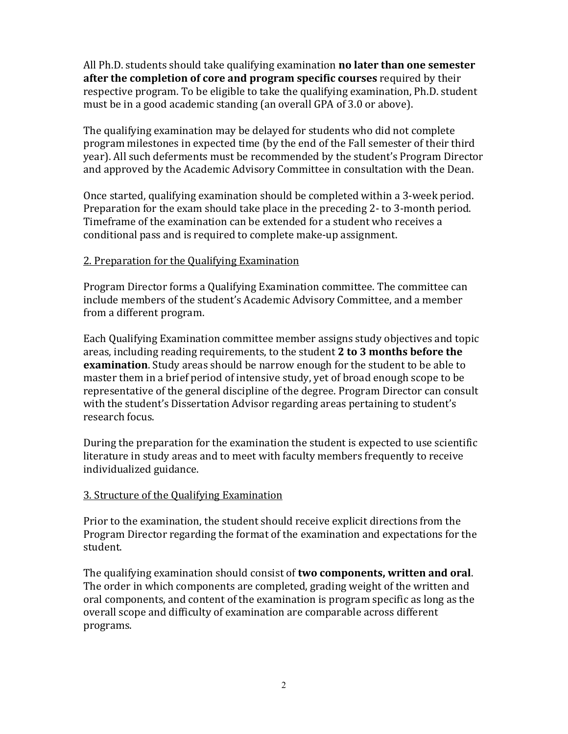All Ph.D. students should take qualifying examination **no later than one semester after the completion of core and program specific courses** required by their respective program. To be eligible to take the qualifying examination, Ph.D. student must be in a good academic standing (an overall GPA of 3.0 or above).

The qualifying examination may be delayed for students who did not complete program milestones in expected time (by the end of the Fall semester of their third year). All such deferments must be recommended by the student's Program Director and approved by the Academic Advisory Committee in consultation with the Dean.

Once started, qualifying examination should be completed within a 3-week period. Preparation for the exam should take place in the preceding 2- to 3-month period. Timeframe of the examination can be extended for a student who receives a conditional pass and is required to complete make-up assignment.

## 2. Preparation for the Qualifying Examination

Program Director forms a Qualifying Examination committee. The committee can include members of the student's Academic Advisory Committee, and a member from a different program.

Each Qualifying Examination committee member assigns study objectives and topic areas, including reading requirements, to the student **2 to 3 months before the examination**. Study areas should be narrow enough for the student to be able to master them in a brief period of intensive study, yet of broad enough scope to be representative of the general discipline of the degree. Program Director can consult with the student's Dissertation Advisor regarding areas pertaining to student's research focus.

During the preparation for the examination the student is expected to use scientific literature in study areas and to meet with faculty members frequently to receive individualized guidance.

## 3. Structure of the Qualifying Examination

Prior to the examination, the student should receive explicit directions from the Program Director regarding the format of the examination and expectations for the student.

The qualifying examination should consist of **two components, written and oral**. The order in which components are completed, grading weight of the written and oral components, and content of the examination is program specific as long as the overall scope and difficulty of examination are comparable across different programs.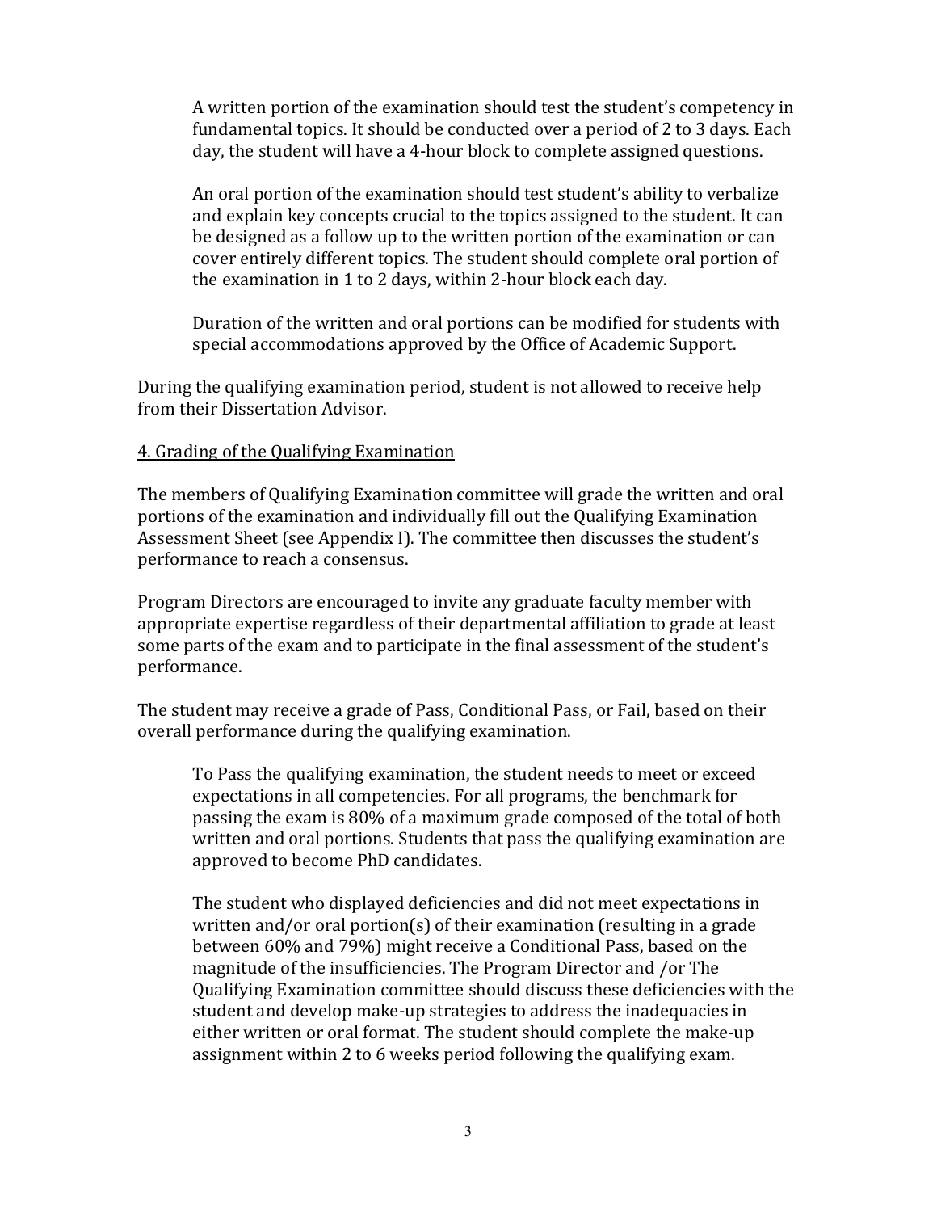A written portion of the examination should test the student's competency in fundamental topics. It should be conducted over a period of 2 to 3 days. Each day, the student will have a 4-hour block to complete assigned questions.

An oral portion of the examination should test student's ability to verbalize and explain key concepts crucial to the topics assigned to the student. It can be designed as a follow up to the written portion of the examination or can cover entirely different topics. The student should complete oral portion of the examination in 1 to 2 days, within 2-hour block each day.

Duration of the written and oral portions can be modified for students with special accommodations approved by the Office of Academic Support.

During the qualifying examination period, student is not allowed to receive help from their Dissertation Advisor.

## 4. Grading of the Qualifying Examination

The members of Qualifying Examination committee will grade the written and oral portions of the examination and individually fill out the Qualifying Examination Assessment Sheet (see Appendix I). The committee then discusses the student's performance to reach a consensus.

Program Directors are encouraged to invite any graduate faculty member with appropriate expertise regardless of their departmental affiliation to grade at least some parts of the exam and to participate in the final assessment of the student's performance.

The student may receive a grade of Pass, Conditional Pass, or Fail, based on their overall performance during the qualifying examination.

To Pass the qualifying examination, the student needs to meet or exceed expectations in all competencies. For all programs, the benchmark for passing the exam is 80% of a maximum grade composed of the total of both written and oral portions. Students that pass the qualifying examination are approved to become PhD candidates.

The student who displayed deficiencies and did not meet expectations in written and/or oral portion(s) of their examination (resulting in a grade between 60% and 79%) might receive a Conditional Pass, based on the magnitude of the insufficiencies. The Program Director and /or The Qualifying Examination committee should discuss these deficiencies with the student and develop make-up strategies to address the inadequacies in either written or oral format. The student should complete the make-up assignment within 2 to 6 weeks period following the qualifying exam.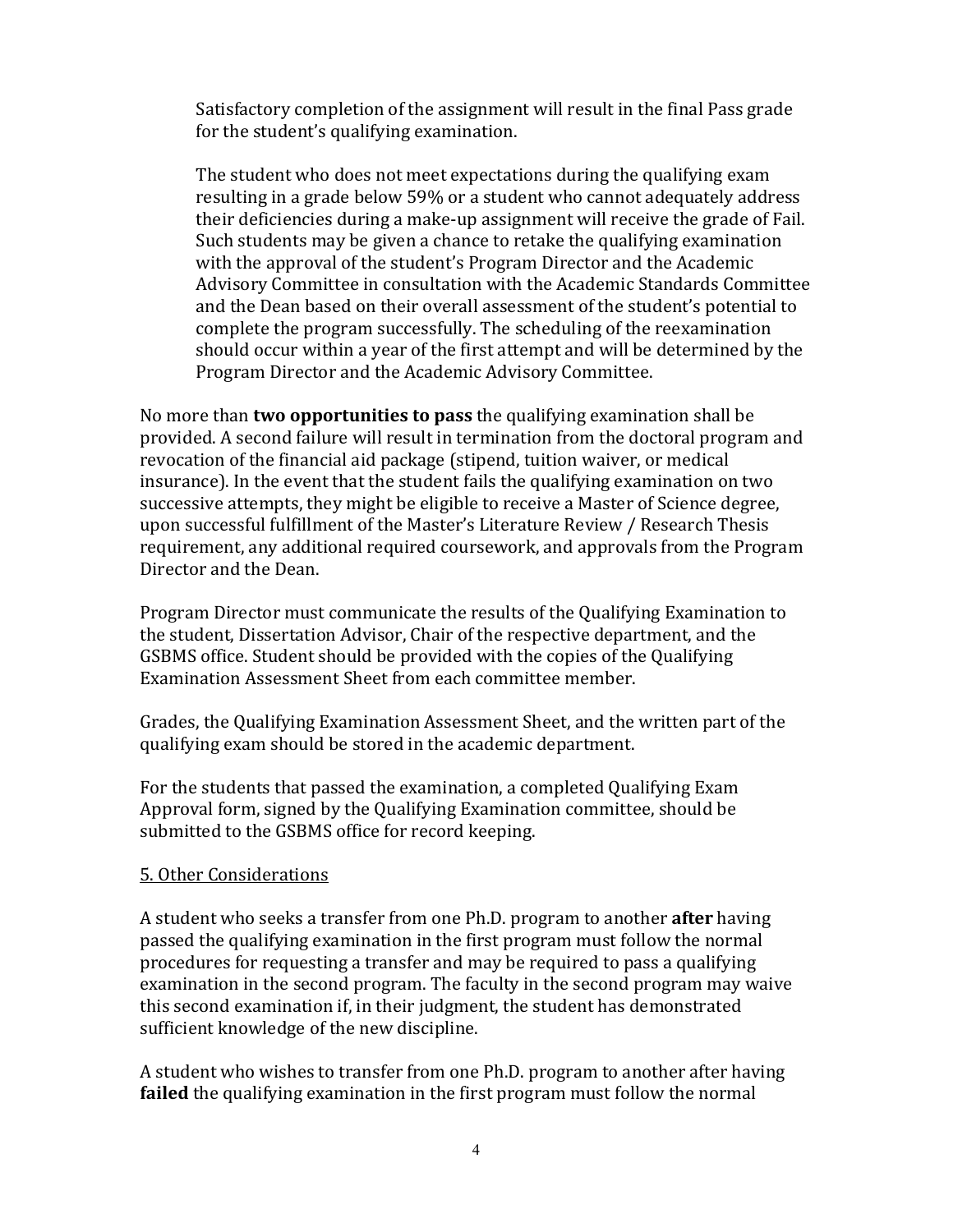Satisfactory completion of the assignment will result in the final Pass grade for the student's qualifying examination.

The student who does not meet expectations during the qualifying exam resulting in a grade below 59% or a student who cannot adequately address their deficiencies during a make-up assignment will receive the grade of Fail. Such students may be given a chance to retake the qualifying examination with the approval of the student's Program Director and the Academic Advisory Committee in consultation with the Academic Standards Committee and the Dean based on their overall assessment of the student's potential to complete the program successfully. The scheduling of the reexamination should occur within a year of the first attempt and will be determined by the Program Director and the Academic Advisory Committee.

No more than **two opportunities to pass** the qualifying examination shall be provided. A second failure will result in termination from the doctoral program and revocation of the financial aid package (stipend, tuition waiver, or medical insurance). In the event that the student fails the qualifying examination on two successive attempts, they might be eligible to receive a Master of Science degree, upon successful fulfillment of the Master's Literature Review / Research Thesis requirement, any additional required coursework, and approvals from the Program Director and the Dean.

Program Director must communicate the results of the Qualifying Examination to the student, Dissertation Advisor, Chair of the respective department, and the GSBMS office. Student should be provided with the copies of the Qualifying Examination Assessment Sheet from each committee member.

Grades, the Qualifying Examination Assessment Sheet, and the written part of the qualifying exam should be stored in the academic department.

For the students that passed the examination, a completed Qualifying Exam Approval form, signed by the Qualifying Examination committee, should be submitted to the GSBMS office for record keeping.

## 5. Other Considerations

A student who seeks a transfer from one Ph.D. program to another **after** having passed the qualifying examination in the first program must follow the normal procedures for requesting a transfer and may be required to pass a qualifying examination in the second program. The faculty in the second program may waive this second examination if, in their judgment, the student has demonstrated sufficient knowledge of the new discipline.

A student who wishes to transfer from one Ph.D. program to another after having **failed** the qualifying examination in the first program must follow the normal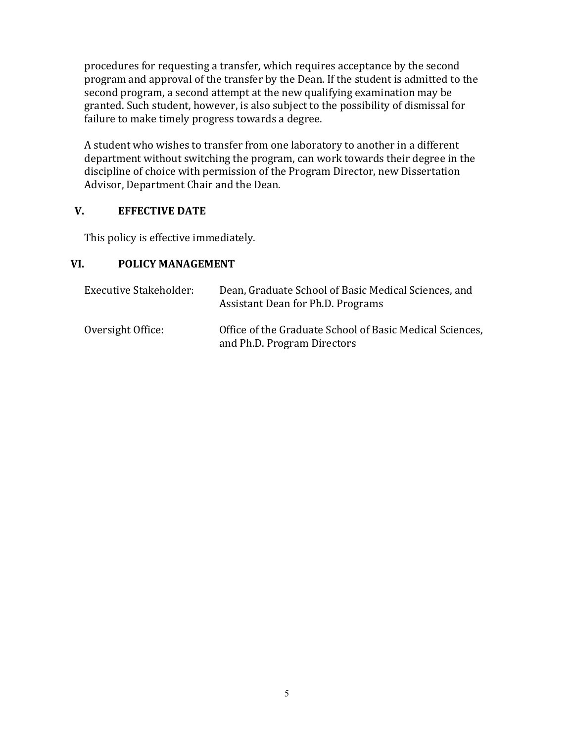procedures for requesting a transfer, which requires acceptance by the second program and approval of the transfer by the Dean. If the student is admitted to the second program, a second attempt at the new qualifying examination may be granted. Such student, however, is also subject to the possibility of dismissal for failure to make timely progress towards a degree.

A student who wishes to transfer from one laboratory to another in a different department without switching the program, can work towards their degree in the discipline of choice with permission of the Program Director, new Dissertation Advisor, Department Chair and the Dean.

## V. EFFECTIVE DATE

This policy is effective immediately.

## VI. POLICY MANAGEMENT

| | |
|---|---|
| Executive Stakeholder: | Dean, Graduate School of Basic Medical Sciences, and Assistant Dean for Ph.D. Programs |
| Oversight Office: | Office of the Graduate School of Basic Medical Sciences, and Ph.D. Program Directors |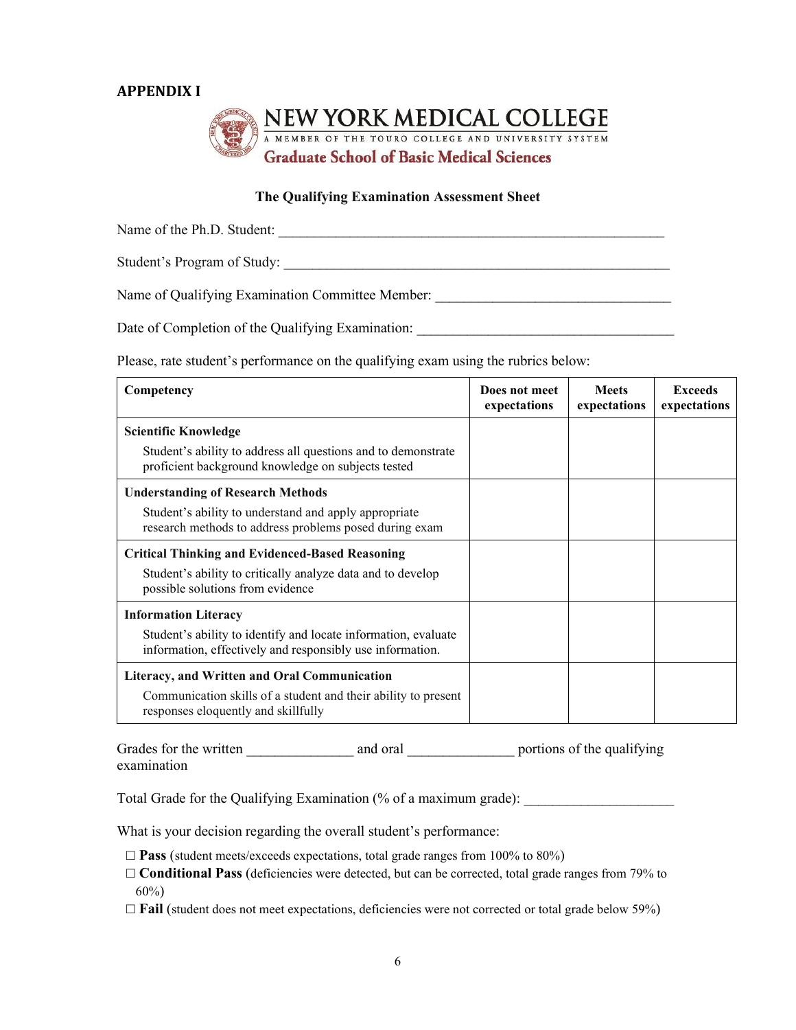## APPENDIX I

**NEW YORK MEDICAL COLLEGE**

A MEMBER OF THE TOURO COLLEGE AND UNIVERSITY SYSTEM

**Graduate School of Basic Medical Sciences**

### The Qualifying Examination Assessment Sheet

Name of the Ph.D. Student: ______________________________________________________

Student's Program of Study: ______________________________________________________

Name of Qualifying Examination Committee Member: ________________________________

Date of Completion of the Qualifying Examination: ___________________________________

Please, rate student's performance on the qualifying exam using the rubrics below:

| Competency | Does not meet expectations | Meets expectations | Exceeds expectations |
|---|---|---|---|
| **Scientific Knowledge**<br>Student's ability to address all questions and to demonstrate proficient background knowledge on subjects tested | | | |
| **Understanding of Research Methods**<br>Student's ability to understand and apply appropriate research methods to address problems posed during exam | | | |
| **Critical Thinking and Evidenced-Based Reasoning**<br>Student's ability to critically analyze data and to develop possible solutions from evidence | | | |
| **Information Literacy**<br>Student's ability to identify and locate information, evaluate information, effectively and responsibly use information. | | | |
| **Literacy, and Written and Oral Communication**<br>Communication skills of a student and their ability to present responses eloquently and skillfully | | | |

Grades for the written ______________ and oral ______________ portions of the qualifying examination

Total Grade for the Qualifying Examination (% of a maximum grade): ____________________

What is your decision regarding the overall student's performance:

- ☐ **Pass** (student meets/exceeds expectations, total grade ranges from 100% to 80%)
- ☐ **Conditional Pass** (deficiencies were detected, but can be corrected, total grade ranges from 79% to 60%)
- ☐ **Fail** (student does not meet expectations, deficiencies were not corrected or total grade below 59%)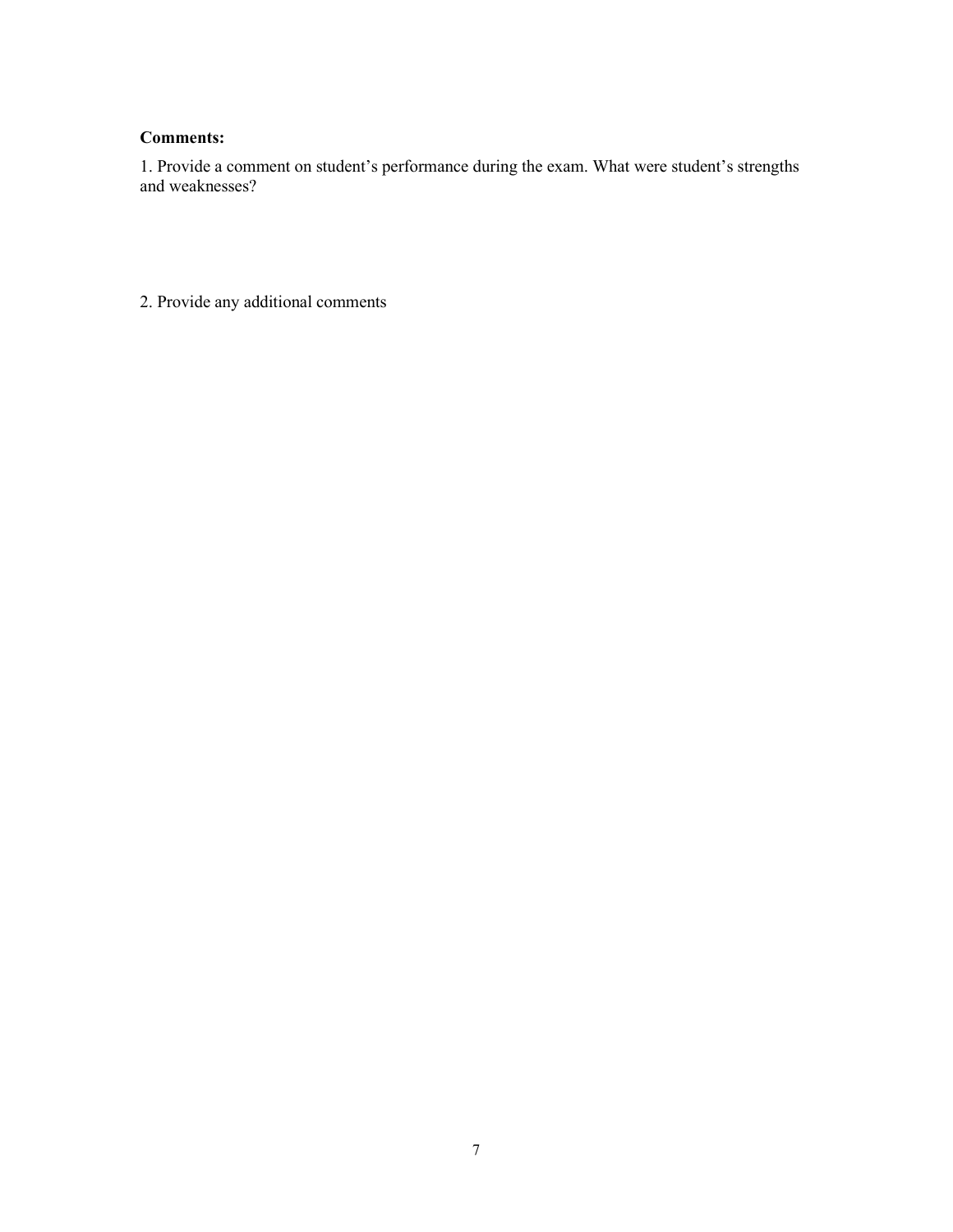**Comments:**

1. Provide a comment on student's performance during the exam. What were student's strengths and weaknesses?

2. Provide any additional comments